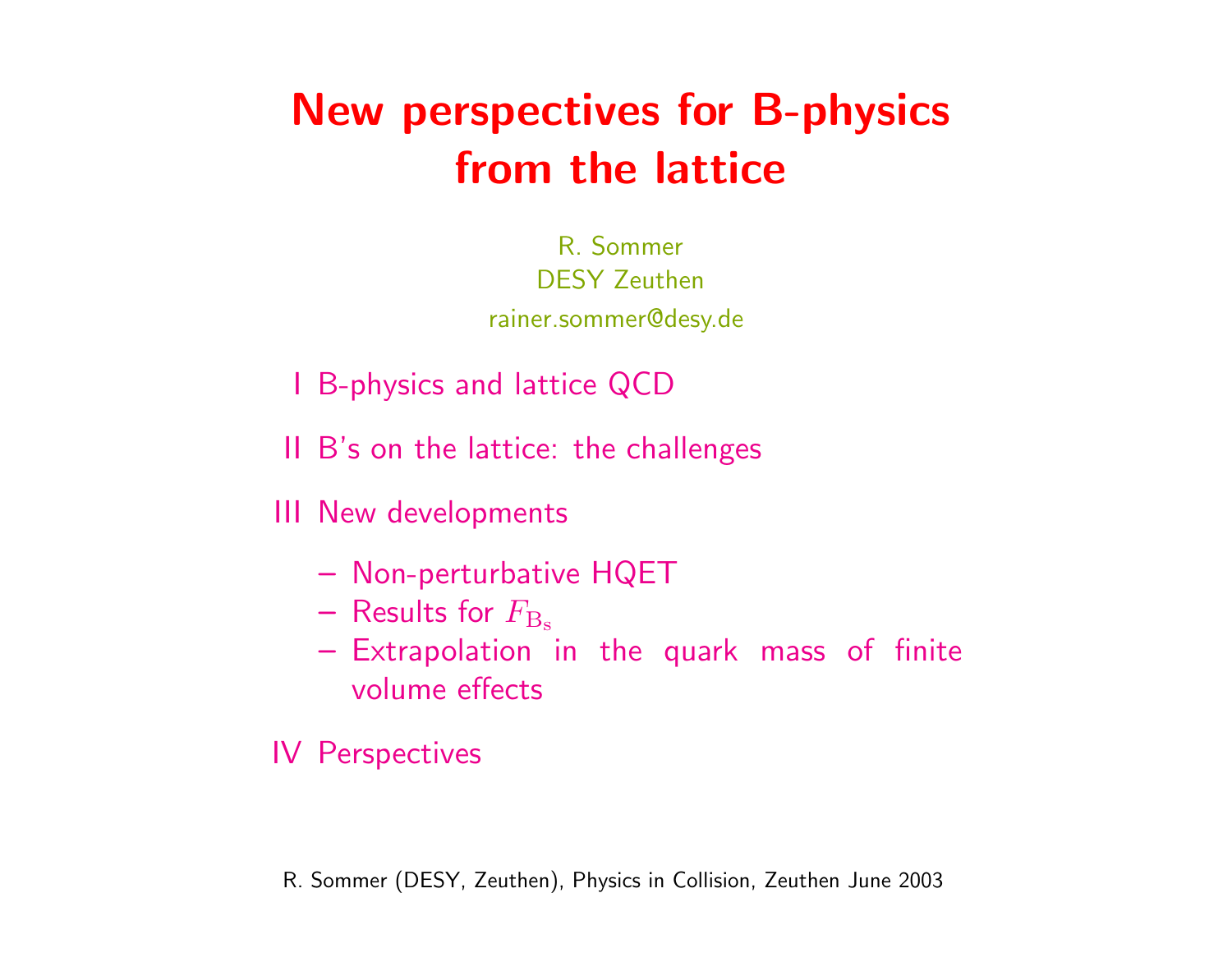# New perspectives for B-physics from the lattice

R. Sommer
DESY Zeuthen
rainer.sommer@desy.de

I B-physics and lattice QCD

II B's on the lattice: the challenges

III New developments

– Non-perturbative HQET
– Results for $F_{\mathrm{B_s}}$
– Extrapolation in the quark mass of finite volume effects

IV Perspectives

R. Sommer (DESY, Zeuthen), Physics in Collision, Zeuthen June 2003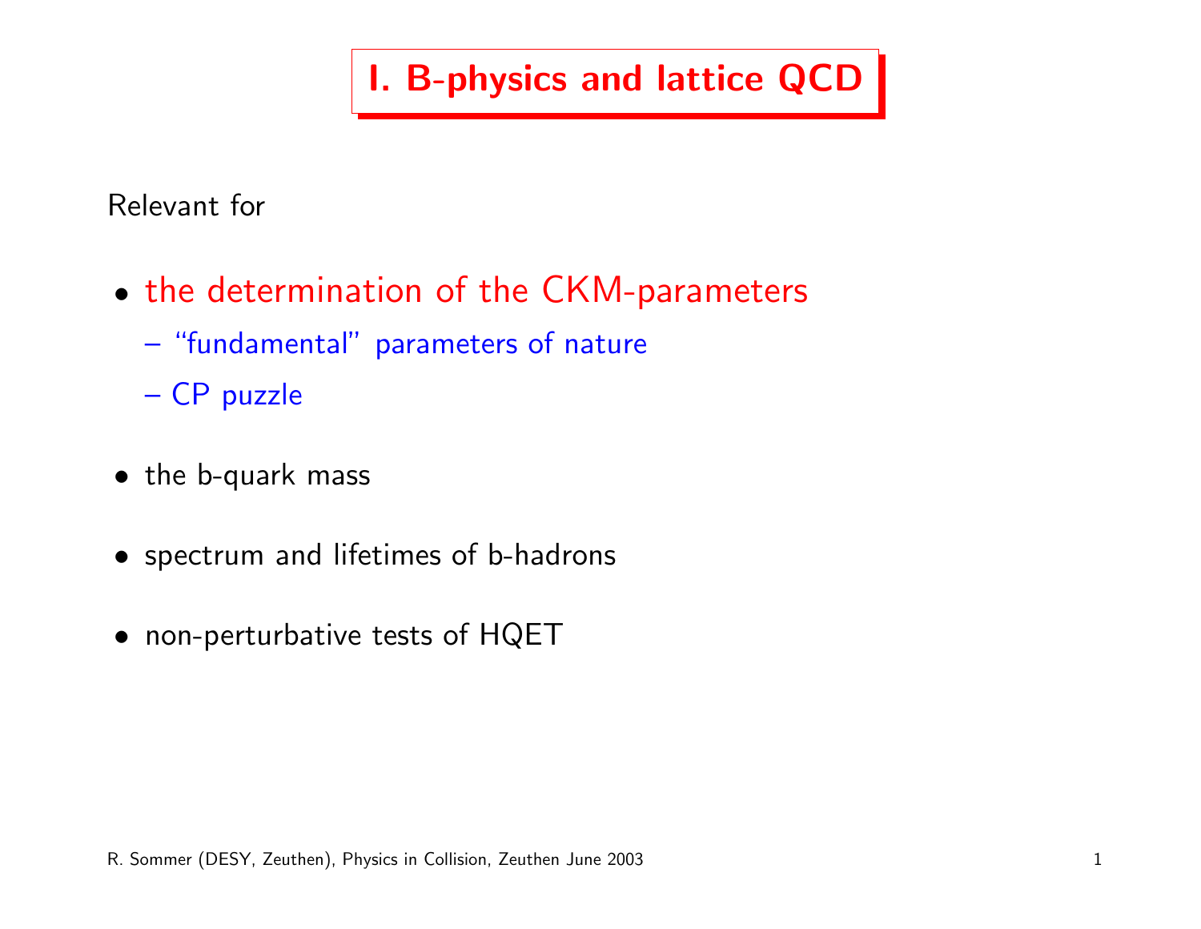# I. B-physics and lattice QCD

Relevant for

- the determination of the CKM-parameters
  - "fundamental" parameters of nature
  - CP puzzle
- the b-quark mass
- spectrum and lifetimes of b-hadrons
- non-perturbative tests of HQET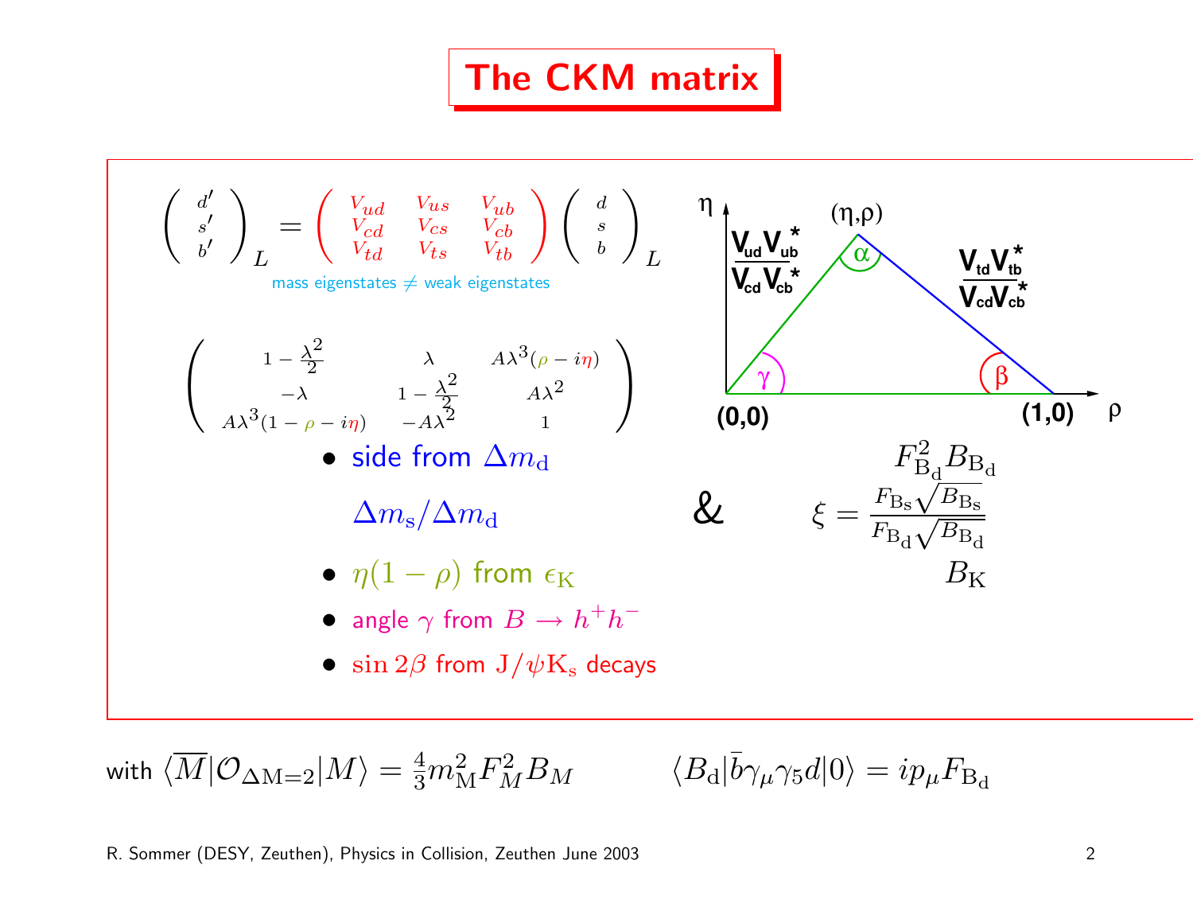# The CKM matrix

$$\begin{pmatrix} d' \\ s' \\ b' \end{pmatrix}_L = \begin{pmatrix} V_{ud} & V_{us} & V_{ub} \\ V_{cd} & V_{cs} & V_{cb} \\ V_{td} & V_{ts} & V_{tb} \end{pmatrix} \begin{pmatrix} d \\ s \\ b \end{pmatrix}_L$$

mass eigenstates $\neq$ weak eigenstates

$$\begin{pmatrix} 1-\frac{\lambda^2}{2} & \lambda & A\lambda^3(\rho - i\eta) \\ -\lambda & 1-\frac{\lambda^2}{2} & A\lambda^2 \\ A\lambda^3(1-\rho-i\eta) & -A\lambda^2 & 1 \end{pmatrix}$$

Unitarity triangle: vertices $(0,0)$, $(1,0)$, $(\eta,\rho)$; axes $\rho$ (horizontal), $\eta$ (vertical); angles $\alpha$ (at $(\eta,\rho)$), $\gamma$ (at $(0,0)$), $\beta$ (at $(1,0)$); sides $\frac{V_{ud}V_{ub}^*}{V_{cd}V_{cb}^*}$ and $\frac{V_{td}V_{tb}^*}{V_{cd}V_{cb}^*}$.

- side from $\Delta m_{\rm d}$ &emsp; $F_{\rm B_d}^2 B_{\rm B_d}$

  $\Delta m_{\rm s}/\Delta m_{\rm d}$ &emsp; & &emsp; $\xi = \frac{F_{\rm B_s}\sqrt{B_{\rm B_s}}}{F_{\rm B_d}\sqrt{B_{\rm B_d}}}$

- $\eta(1-\rho)$ from $\epsilon_{\rm K}$ &emsp; $B_{\rm K}$
- angle $\gamma$ from $B \to h^+h^-$
- $\sin 2\beta$ from ${\rm J}/\psi{\rm K_s}$ decays

with $\langle \overline{M}|\mathcal{O}_{\Delta {\rm M}=2}|M\rangle = \frac{4}{3}m_{\rm M}^2 F_M^2 B_M$ &emsp;&emsp; $\langle B_{\rm d}|\bar{b}\gamma_\mu\gamma_5 d|0\rangle = ip_\mu F_{\rm B_d}$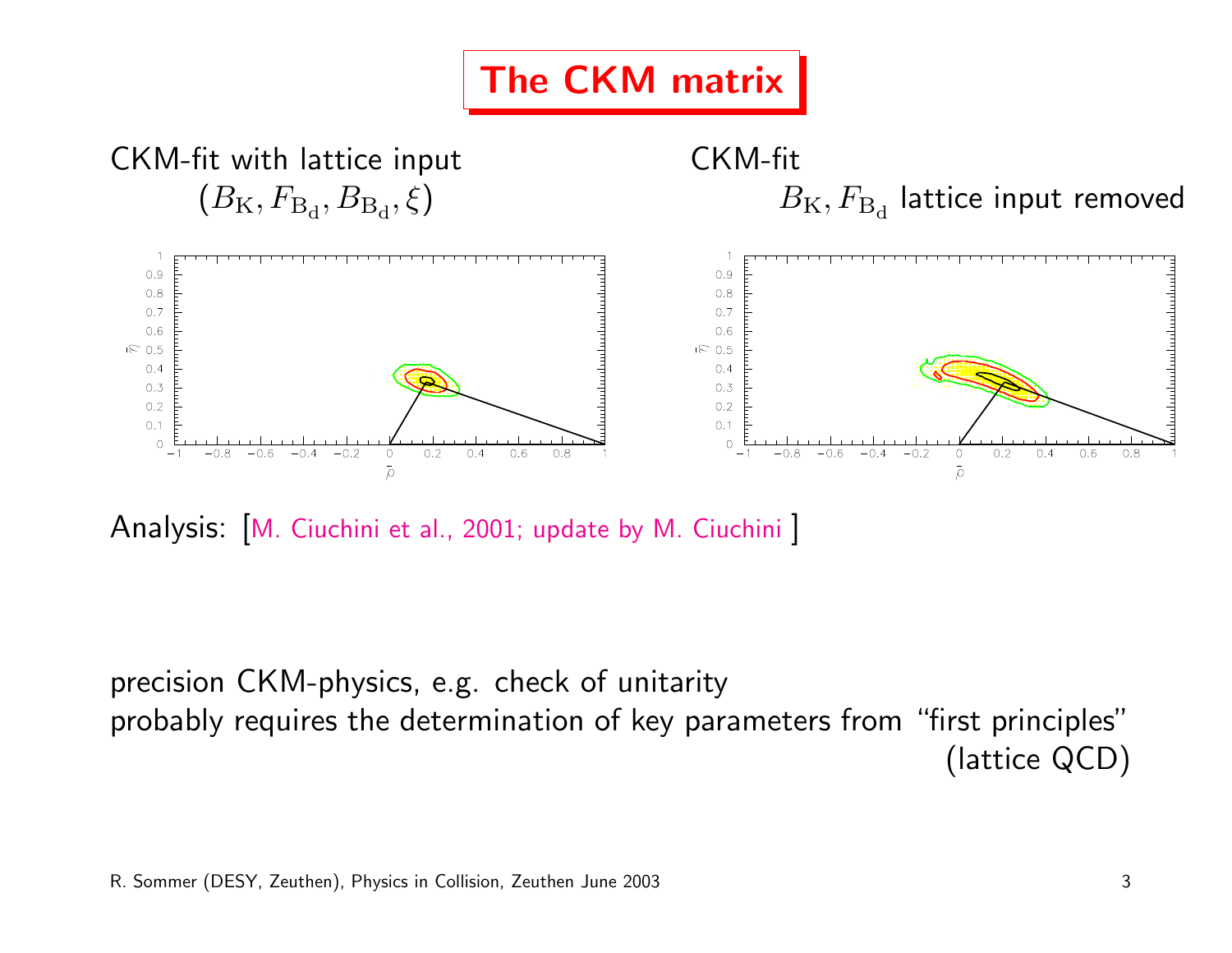# The CKM matrix

CKM-fit with lattice input
$(B_\mathrm{K}, F_{\mathrm{B_d}}, B_{\mathrm{B_d}}, \xi)$

CKM-fit
$B_\mathrm{K}, F_{\mathrm{B_d}}$ lattice input removed

Analysis: [M. Ciuchini et al., 2001; update by M. Ciuchini ]

precision CKM-physics, e.g. check of unitarity
probably requires the determination of key parameters from "first principles"
(lattice QCD)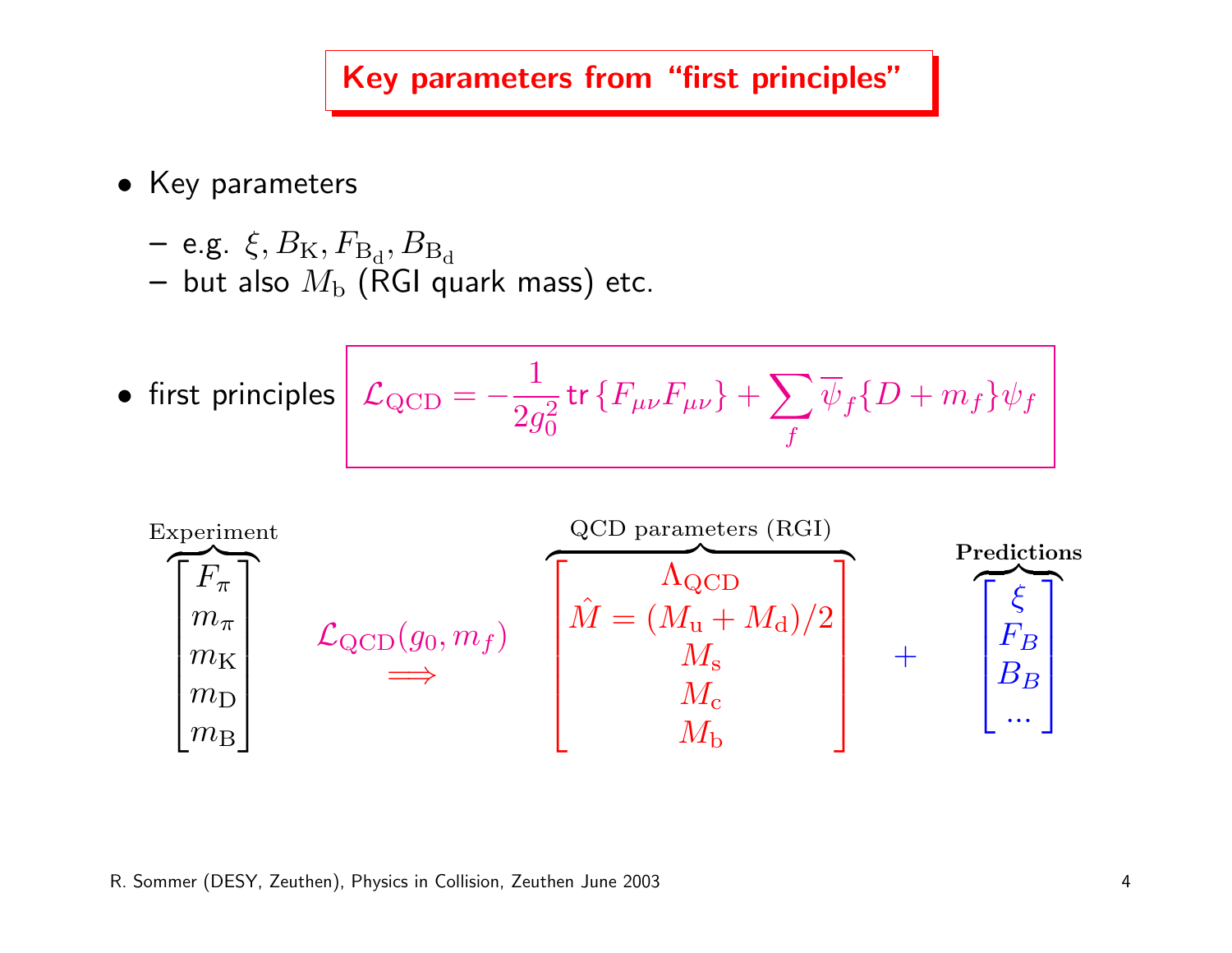# Key parameters from "first principles"

- Key parameters
  - e.g. $\xi, B_{\rm K}, F_{\rm B_d}, B_{\rm B_d}$
  - but also $M_{\rm b}$ (RGI quark mass) etc.

- first principles

$$\mathcal{L}_{\rm QCD} = -\frac{1}{2g_0^2}\,\mathrm{tr}\,\{F_{\mu\nu}F_{\mu\nu}\} + \sum_f \overline{\psi}_f\{D + m_f\}\psi_f$$

$$\overbrace{\begin{bmatrix} F_\pi \\ m_\pi \\ m_{\rm K} \\ m_{\rm D} \\ m_{\rm B} \end{bmatrix}}^{\text{Experiment}} \quad \overset{\mathcal{L}_{\rm QCD}(g_0, m_f)}{\Longrightarrow} \quad \overbrace{\begin{bmatrix} \Lambda_{\rm QCD} \\ \hat{M} = (M_{\rm u} + M_{\rm d})/2 \\ M_{\rm s} \\ M_{\rm c} \\ M_{\rm b} \end{bmatrix}}^{\text{QCD parameters (RGI)}} \quad + \quad \overbrace{\begin{bmatrix} \xi \\ F_B \\ B_B \\ \ldots \end{bmatrix}}^{\textbf{Predictions}}$$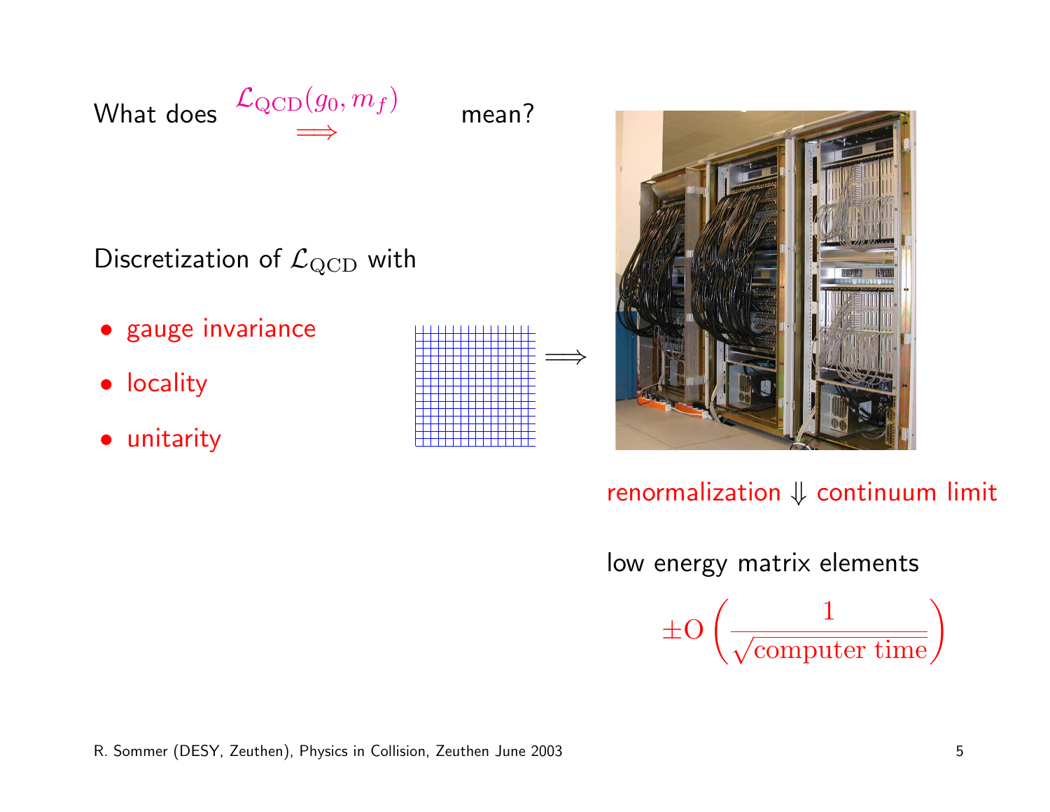What does $\overset{\mathcal{L}_{\rm QCD}(g_0, m_f)}{\Longrightarrow}$ mean?

Discretization of $\mathcal{L}_{\rm QCD}$ with

- gauge invariance
- locality
- unitarity

$\Longrightarrow$

renormalization $\Downarrow$ continuum limit

low energy matrix elements

$$\pm \mathrm{O}\left(\frac{1}{\sqrt{\text{computer time}}}\right)$$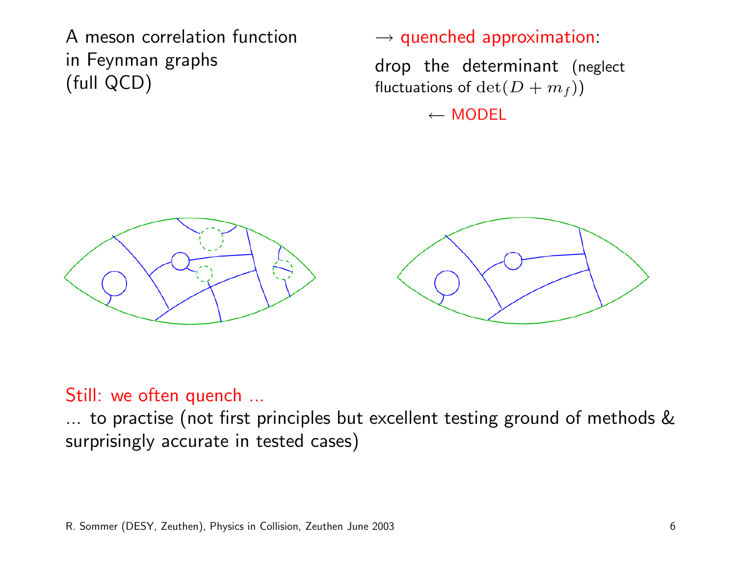A meson correlation function in Feynman graphs (full QCD)

→ quenched approximation:

drop the determinant (neglect fluctuations of $\det(D + m_f)$)

← MODEL

Still: we often quench ...

... to practise (not first principles but excellent testing ground of methods & surprisingly accurate in tested cases)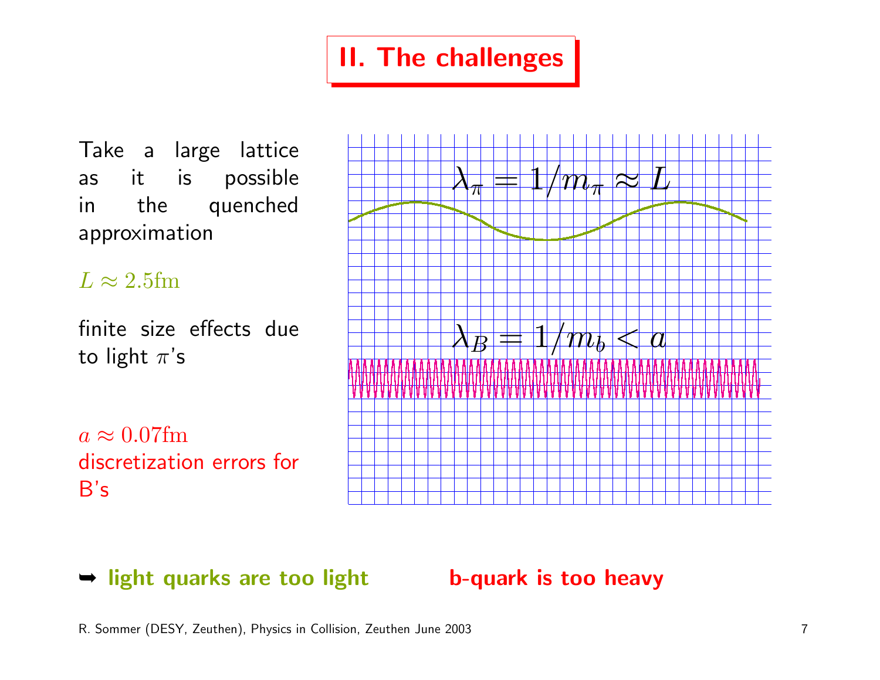# II. The challenges

Take a large lattice as it is possible in the quenched approximation

$L \approx 2.5\text{fm}$

finite size effects due to light $\pi$'s

$a \approx 0.07\text{fm}$
discretization errors for B's

$\lambda_\pi = 1/m_\pi \approx L$

$\lambda_B = 1/m_b < a$

➥ **light quarks are too light** **b-quark is too heavy**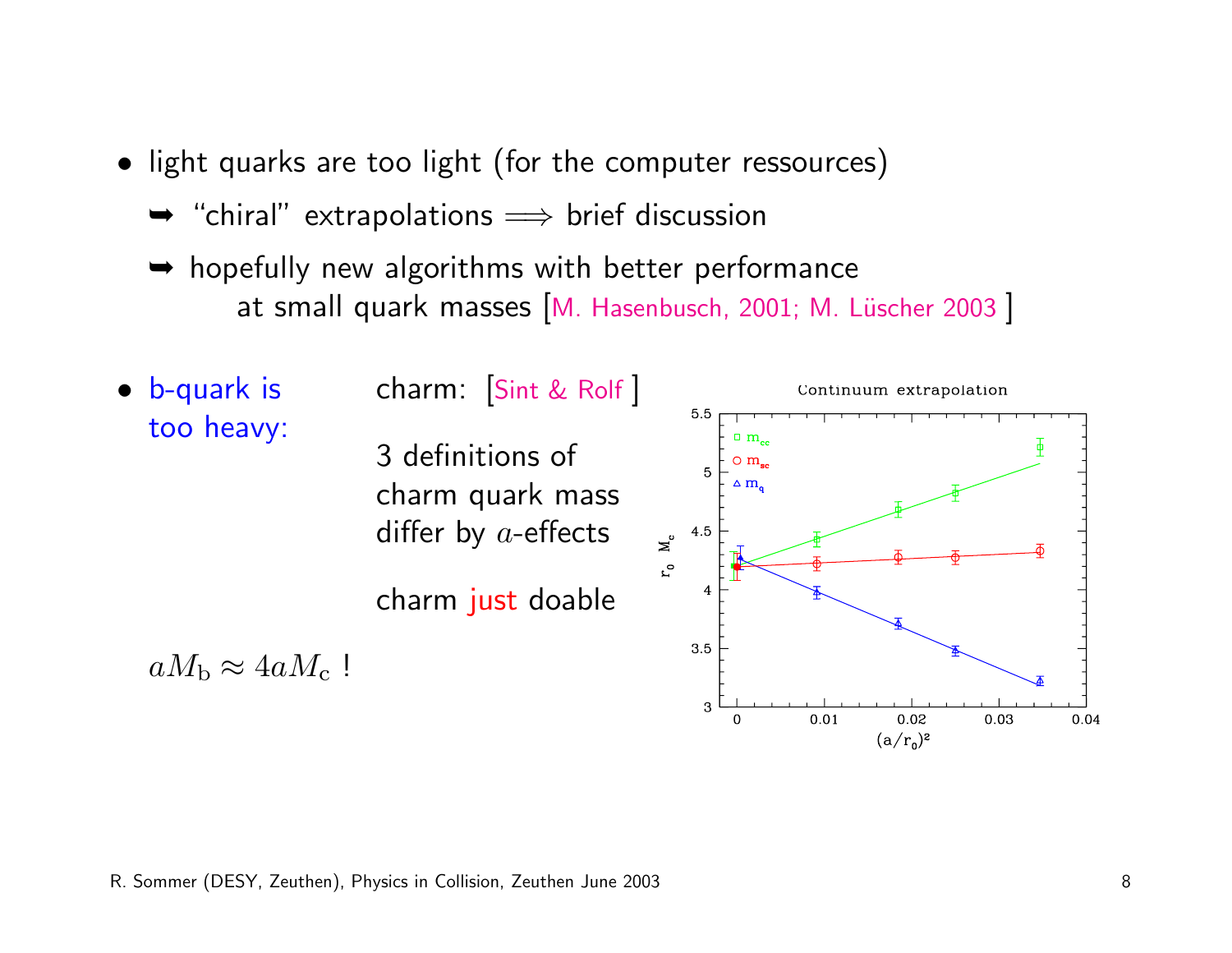- light quarks are too light (for the computer ressources)
  - ➥ "chiral" extrapolations $\Longrightarrow$ brief discussion
  - ➥ hopefully new algorithms with better performance at small quark masses [M. Hasenbusch, 2001; M. Lüscher 2003 ]

- b-quark is too heavy:

  charm: [Sint & Rolf ]

  3 definitions of charm quark mass differ by $a$-effects

  charm just doable

  $aM_{\rm b} \approx 4aM_{\rm c}$ !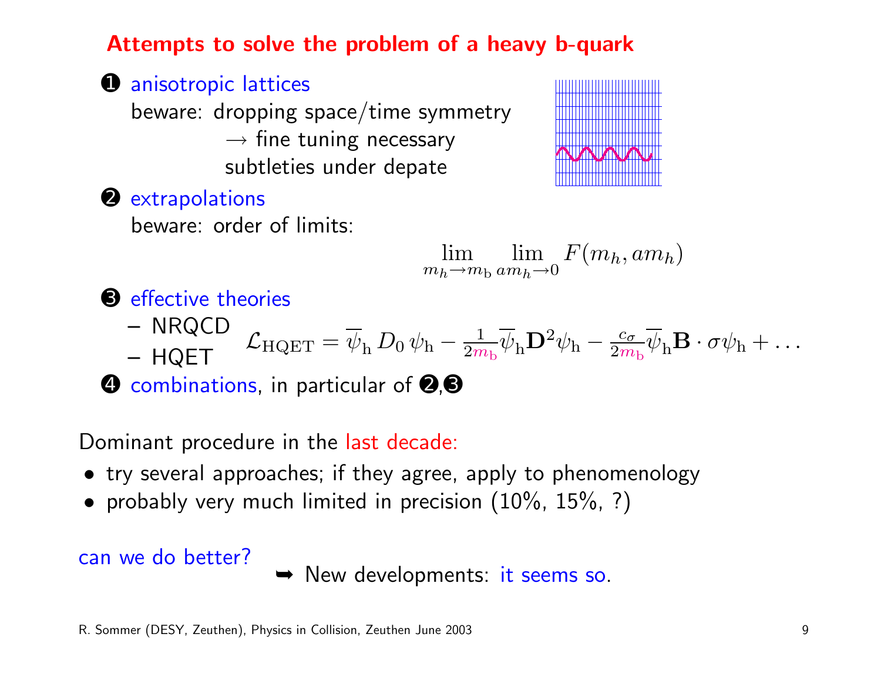## Attempts to solve the problem of a heavy b-quark

❶ anisotropic lattices

beware: dropping space/time symmetry
→ fine tuning necessary
subtleties under depate

❷ extrapolations

beware: order of limits:

$$\lim_{m_h \to m_\mathrm{b}} \lim_{am_h \to 0} F(m_h, am_h)$$

❸ effective theories

– NRQCD
– HQET

$$\mathcal{L}_\mathrm{HQET} = \overline{\psi}_\mathrm{h}\, D_0\, \psi_\mathrm{h} - \frac{1}{2m_\mathrm{b}} \overline{\psi}_\mathrm{h} \mathbf{D}^2 \psi_\mathrm{h} - \frac{c_\sigma}{2m_\mathrm{b}} \overline{\psi}_\mathrm{h} \mathbf{B} \cdot \sigma \psi_\mathrm{h} + \ldots$$

❹ combinations, in particular of ❷,❸

Dominant procedure in the last decade:

- try several approaches; if they agree, apply to phenomenology
- probably very much limited in precision (10%, 15%, ?)

can we do better?

➡ New developments: it seems so.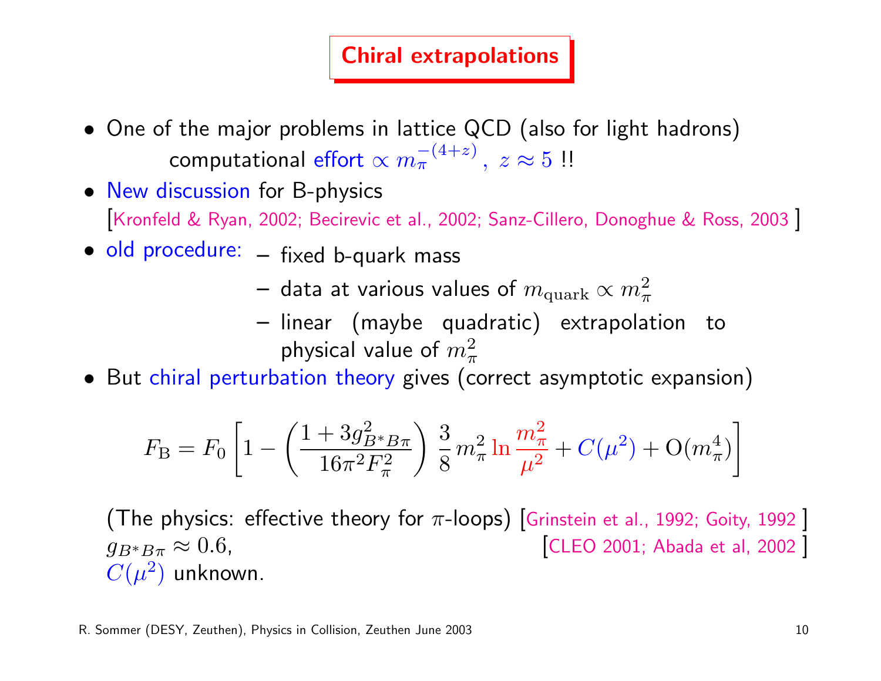# Chiral extrapolations

- One of the major problems in lattice QCD (also for light hadrons)
  computational effort $\propto m_\pi^{-(4+z)}$, $z \approx 5$ !!
- New discussion for B-physics
  [Kronfeld & Ryan, 2002; Becirevic et al., 2002; Sanz-Cillero, Donoghue & Ross, 2003 ]
- old procedure:
  - fixed b-quark mass
  - data at various values of $m_{\rm quark} \propto m_\pi^2$
  - linear (maybe quadratic) extrapolation to physical value of $m_\pi^2$
- But chiral perturbation theory gives (correct asymptotic expansion)

$$F_{\rm B} = F_0 \left[ 1 - \left( \frac{1 + 3g_{B^*B\pi}^2}{16\pi^2 F_\pi^2} \right) \frac{3}{8} \, m_\pi^2 \ln \frac{m_\pi^2}{\mu^2} + C(\mu^2) + {\rm O}(m_\pi^4) \right]$$

(The physics: effective theory for $\pi$-loops) [Grinstein et al., 1992; Goity, 1992 ]
$g_{B^*B\pi} \approx 0.6$, [CLEO 2001; Abada et al, 2002 ]
$C(\mu^2)$ unknown.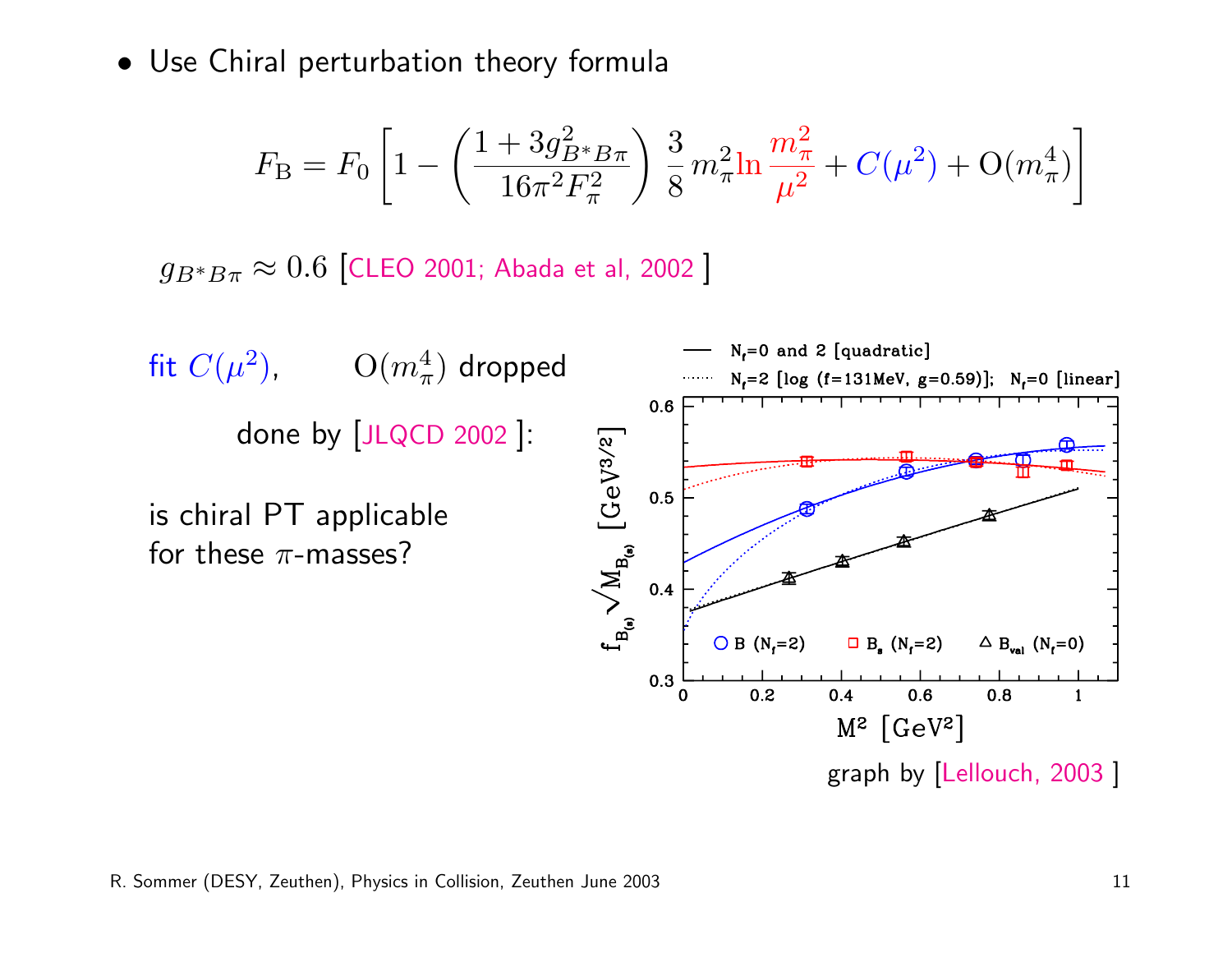- Use Chiral perturbation theory formula

$$F_{\rm B} = F_0 \left[ 1 - \left( \frac{1 + 3g^2_{B^*B\pi}}{16\pi^2 F_\pi^2} \right) \frac{3}{8} m_\pi^2 \ln \frac{m_\pi^2}{\mu^2} + C(\mu^2) + {\rm O}(m_\pi^4) \right]$$

$g_{B^*B\pi} \approx 0.6$ [CLEO 2001; Abada et al, 2002 ]

fit $C(\mu^2)$, ${\rm O}(m_\pi^4)$ dropped

done by [JLQCD 2002 ]:

is chiral PT applicable for these $\pi$-masses?

graph by [Lellouch, 2003 ]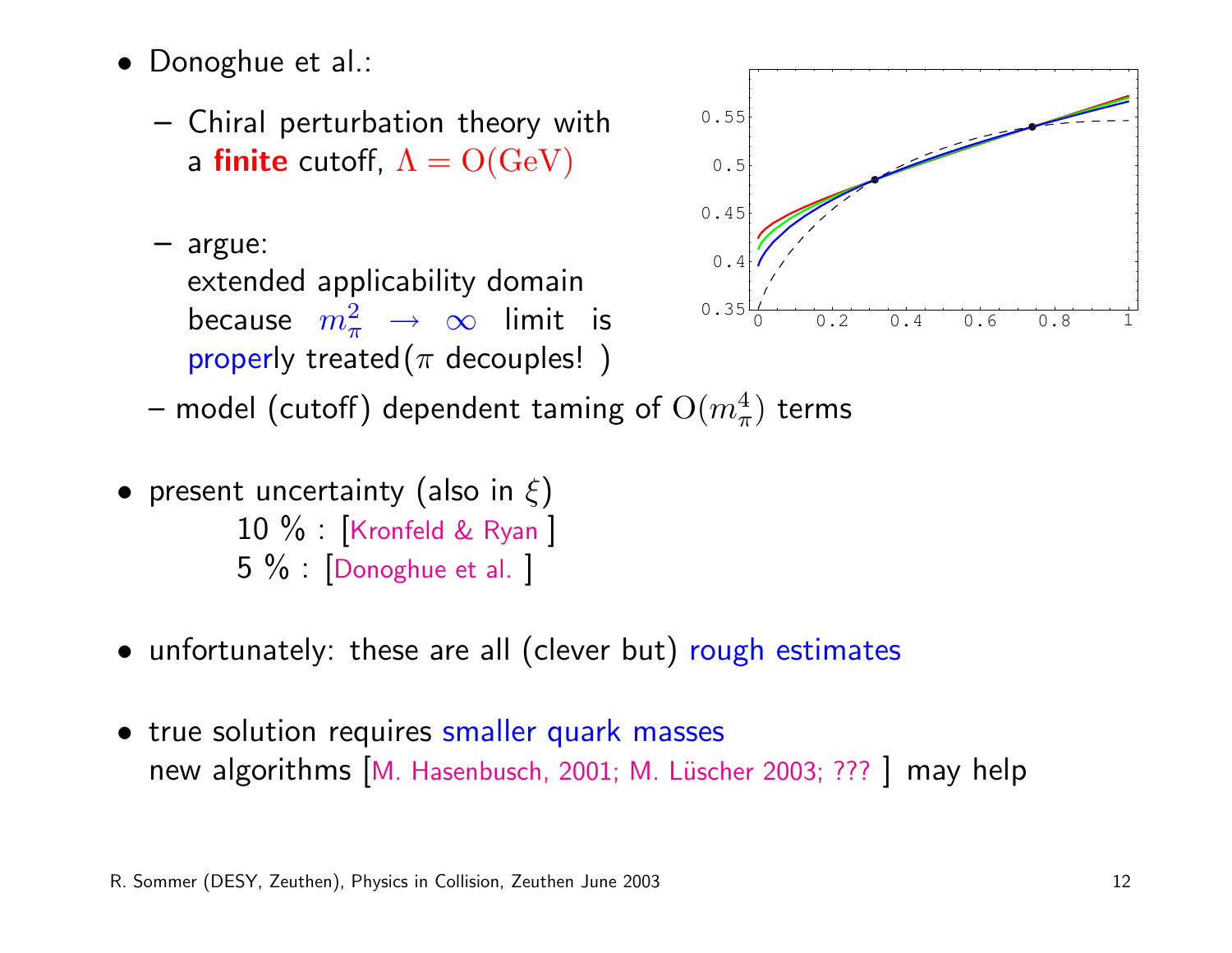- Donoghue et al.:
  - Chiral perturbation theory with a **finite** cutoff, $\Lambda = \mathrm{O(GeV)}$
  - argue: extended applicability domain because $m_\pi^2 \rightarrow \infty$ limit is properly treated($\pi$ decouples! )
  - model (cutoff) dependent taming of $\mathrm{O}(m_\pi^4)$ terms

- present uncertainty (also in $\xi$)
  - 10 % : [Kronfeld & Ryan ]
  - 5 % : [Donoghue et al. ]

- unfortunately: these are all (clever but) rough estimates

- true solution requires smaller quark masses
  new algorithms [M. Hasenbusch, 2001; M. Lüscher 2003; ??? ] may help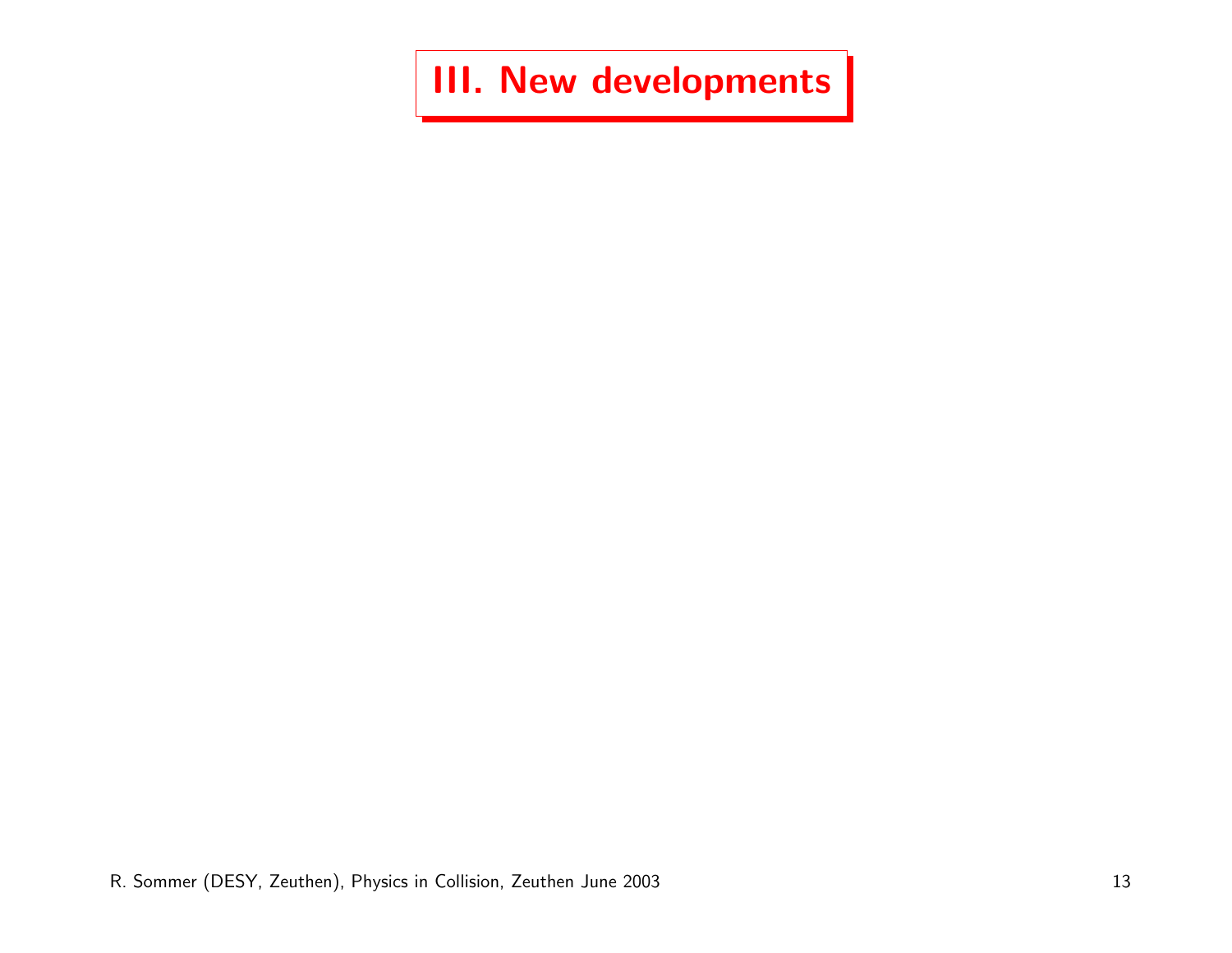# III. New developments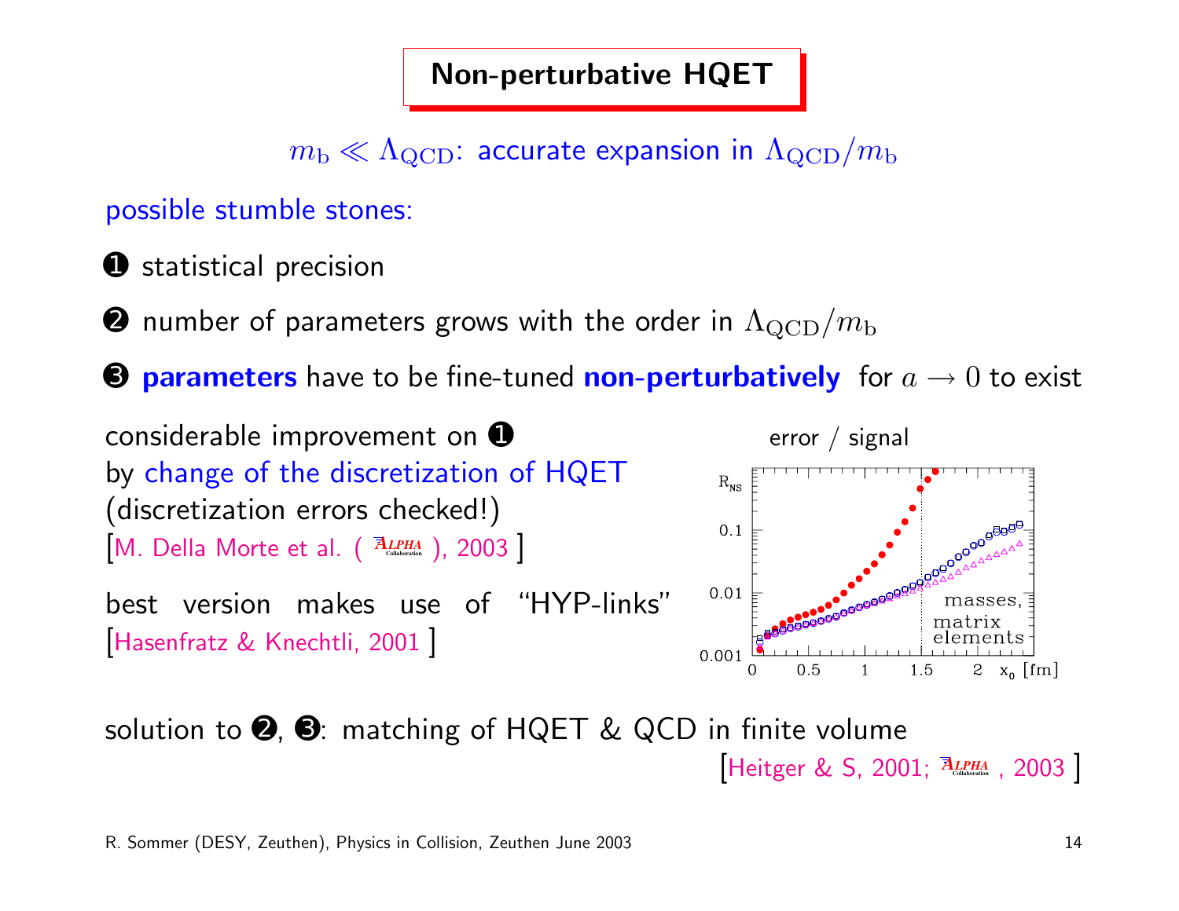# Non-perturbative HQET

$m_{\mathrm{b}} \ll \Lambda_{\mathrm{QCD}}$: accurate expansion in $\Lambda_{\mathrm{QCD}}/m_{\mathrm{b}}$

possible stumble stones:

❶ statistical precision

❷ number of parameters grows with the order in $\Lambda_{\mathrm{QCD}}/m_{\mathrm{b}}$

❸ **parameters** have to be fine-tuned **non-perturbatively** for $a \to 0$ to exist

considerable improvement on ❶
by change of the discretization of HQET
(discretization errors checked!)
[M. Della Morte et al. ( ALPHA Collaboration ), 2003 ]

best version makes use of "HYP-links"
[Hasenfratz & Knechtli, 2001 ]

error / signal

solution to ❷, ❸: matching of HQET & QCD in finite volume
[Heitger & S, 2001; ALPHA Collaboration , 2003 ]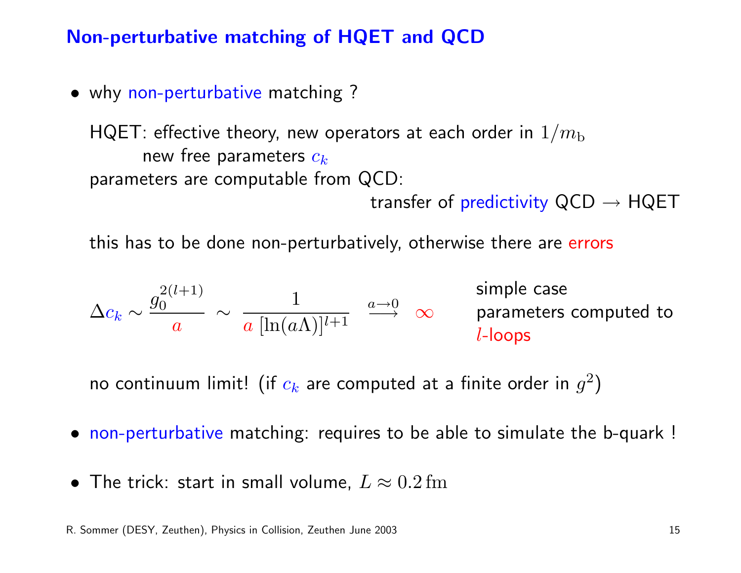## Non-perturbative matching of HQET and QCD

- why non-perturbative matching ?

  HQET: effective theory, new operators at each order in $1/m_{\rm b}$
  
  new free parameters $c_k$
  
  parameters are computable from QCD:
  
  transfer of predictivity QCD → HQET

  this has to be done non-perturbatively, otherwise there are errors

  $$\Delta c_k \sim \frac{g_0^{2(l+1)}}{a} \sim \frac{1}{a\,[\ln(a\Lambda)]^{l+1}} \;\overset{a\to 0}{\longrightarrow}\; \infty$$

  simple case parameters computed to $l$-loops

  no continuum limit! (if $c_k$ are computed at a finite order in $g^2$)

- non-perturbative matching: requires to be able to simulate the b-quark !

- The trick: start in small volume, $L \approx 0.2\,\mathrm{fm}$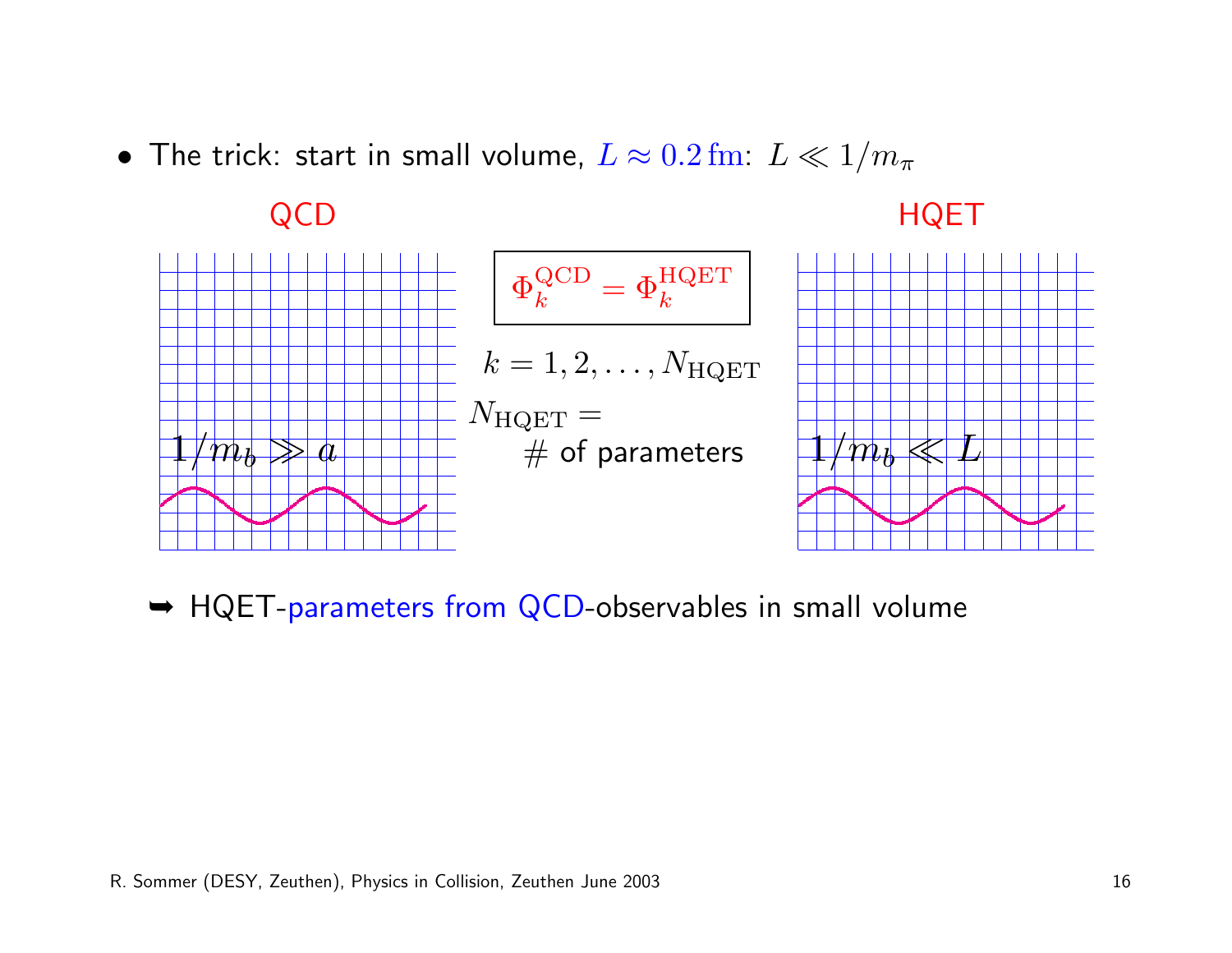- The trick: start in small volume, $L \approx 0.2\,\mathrm{fm}$: $L \ll 1/m_\pi$

QCD

$1/m_b \gg a$

$$\Phi_k^{\mathrm{QCD}} = \Phi_k^{\mathrm{HQET}}$$

$k = 1, 2, \ldots, N_{\mathrm{HQET}}$

$N_{\mathrm{HQET}} =$
# of parameters

HQET

$1/m_b \ll L$

➥ HQET-parameters from QCD-observables in small volume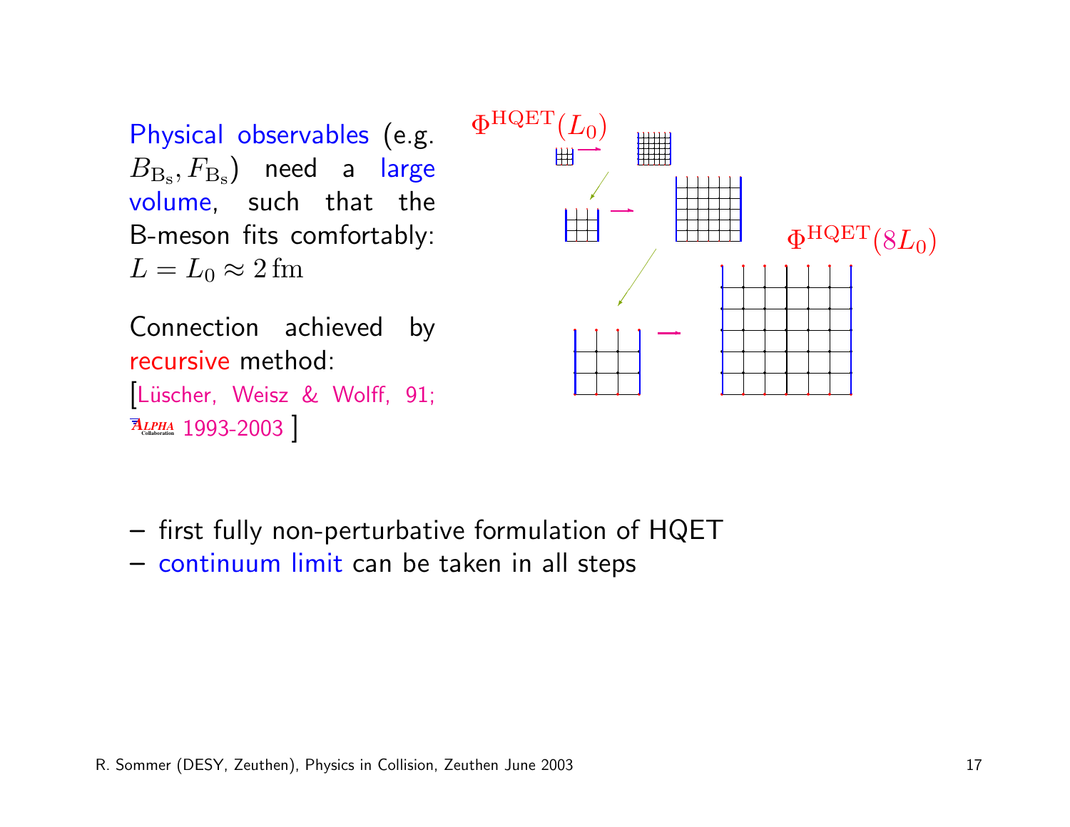Physical observables (e.g. $B_{\mathrm{B_s}}, F_{\mathrm{B_s}}$) need a large volume, such that the B-meson fits comfortably: $L = L_0 \approx 2\,\mathrm{fm}$

Connection achieved by recursive method:
[Lüscher, Weisz & Wolff, 91; ALPHA Collaboration 1993-2003 ]

$\Phi^{\mathrm{HQET}}(L_0)$

$\Phi^{\mathrm{HQET}}(8L_0)$

– first fully non-perturbative formulation of HQET
– continuum limit can be taken in all steps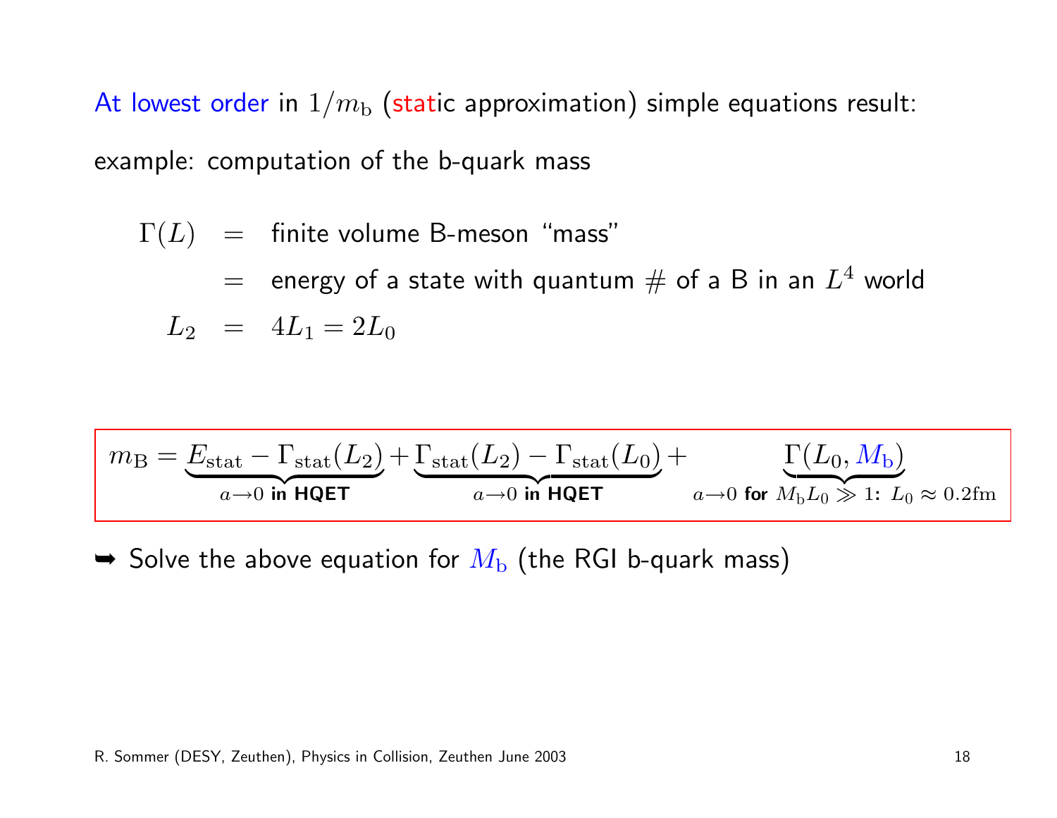At lowest order in $1/m_\mathrm{b}$ (static approximation) simple equations result:

example: computation of the b-quark mass

$$
\begin{aligned}
\Gamma(L) &= \text{finite volume B-meson "mass"} \\
&= \text{energy of a state with quantum \# of a B in an } L^4 \text{ world} \\
L_2 &= 4L_1 = 2L_0
\end{aligned}
$$

$$
m_\mathrm{B} = \underbrace{E_\mathrm{stat} - \Gamma_\mathrm{stat}(L_2)}_{a\to 0 \text{ in HQET}} + \underbrace{\Gamma_\mathrm{stat}(L_2) - \Gamma_\mathrm{stat}(L_0)}_{a\to 0 \text{ in HQET}} + \underbrace{\Gamma(L_0, M_\mathrm{b})}_{a\to 0 \text{ for } M_\mathrm{b}L_0 \gg 1:\ L_0 \approx 0.2\mathrm{fm}}
$$

➥ Solve the above equation for $M_\mathrm{b}$ (the RGI b-quark mass)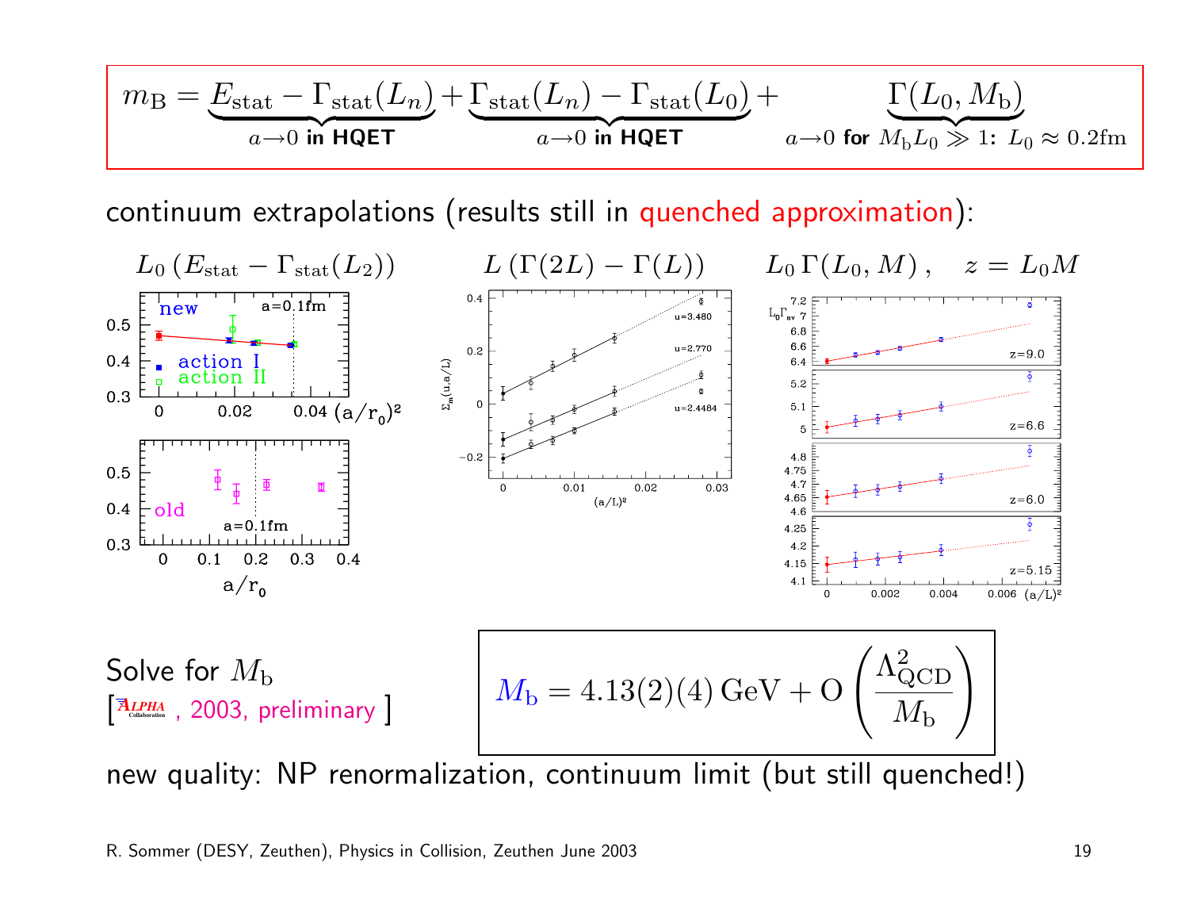$$m_{\rm B} = \underbrace{E_{\rm stat} - \Gamma_{\rm stat}(L_n)}_{a\to 0 \textbf{ in HQET}} + \underbrace{\Gamma_{\rm stat}(L_n) - \Gamma_{\rm stat}(L_0)}_{a\to 0 \textbf{ in HQET}} + \underbrace{\Gamma(L_0, M_{\rm b})}_{a\to 0 \textbf{ for } M_{\rm b} L_0 \gg 1\textbf{:}\ L_0 \approx 0.2 \rm fm}$$

continuum extrapolations (results still in quenched approximation):

$L_0\,(E_{\rm stat} - \Gamma_{\rm stat}(L_2))$ $\quad$ $L\,(\Gamma(2L) - \Gamma(L))$ $\quad$ $L_0\,\Gamma(L_0, M)\,, \quad z = L_0 M$

Solve for $M_{\rm b}$

[ALPHA Collaboration, 2003, preliminary ]

$$M_{\rm b} = 4.13(2)(4)\,\text{GeV} + \text{O}\left(\frac{\Lambda^2_{\rm QCD}}{M_{\rm b}}\right)$$

new quality: NP renormalization, continuum limit (but still quenched!)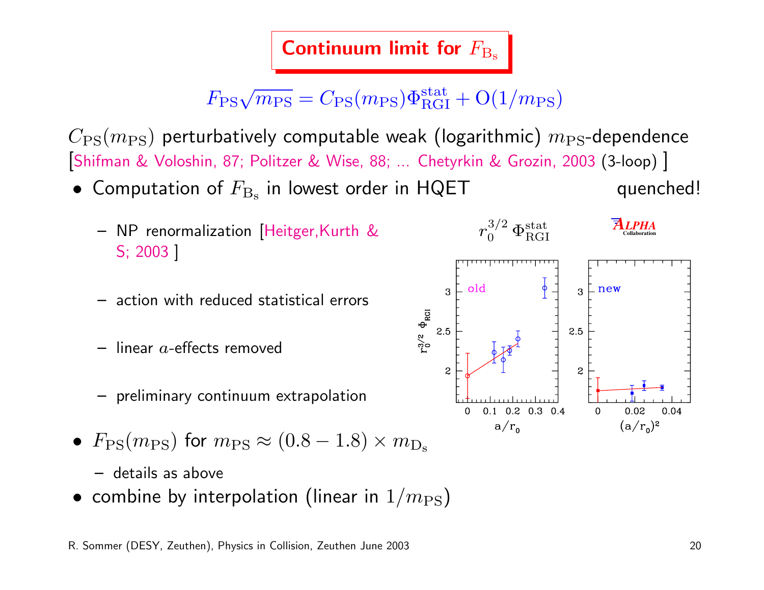# Continuum limit for $F_{\mathrm{B_s}}$

$$F_{\mathrm{PS}}\sqrt{m_{\mathrm{PS}}} = C_{\mathrm{PS}}(m_{\mathrm{PS}})\Phi^{\mathrm{stat}}_{\mathrm{RGI}} + \mathrm{O}(1/m_{\mathrm{PS}})$$

$C_{\mathrm{PS}}(m_{\mathrm{PS}})$ perturbatively computable weak (logarithmic) $m_{\mathrm{PS}}$-dependence [Shifman & Voloshin, 87; Politzer & Wise, 88; ... Chetyrkin & Grozin, 2003 (3-loop) ]

- Computation of $F_{\mathrm{B_s}}$ in lowest order in HQET — quenched!
  - NP renormalization [Heitger,Kurth & S; 2003 ]
  - action with reduced statistical errors
  - linear $a$-effects removed
  - preliminary continuum extrapolation

$r_0^{3/2}\,\Phi^{\mathrm{stat}}_{\mathrm{RGI}}$ — ALPHA Collaboration

- $F_{\mathrm{PS}}(m_{\mathrm{PS}})$ for $m_{\mathrm{PS}} \approx (0.8 - 1.8) \times m_{\mathrm{D_s}}$
  - details as above
- combine by interpolation (linear in $1/m_{\mathrm{PS}}$)

R. Sommer (DESY, Zeuthen), Physics in Collision, Zeuthen June 2003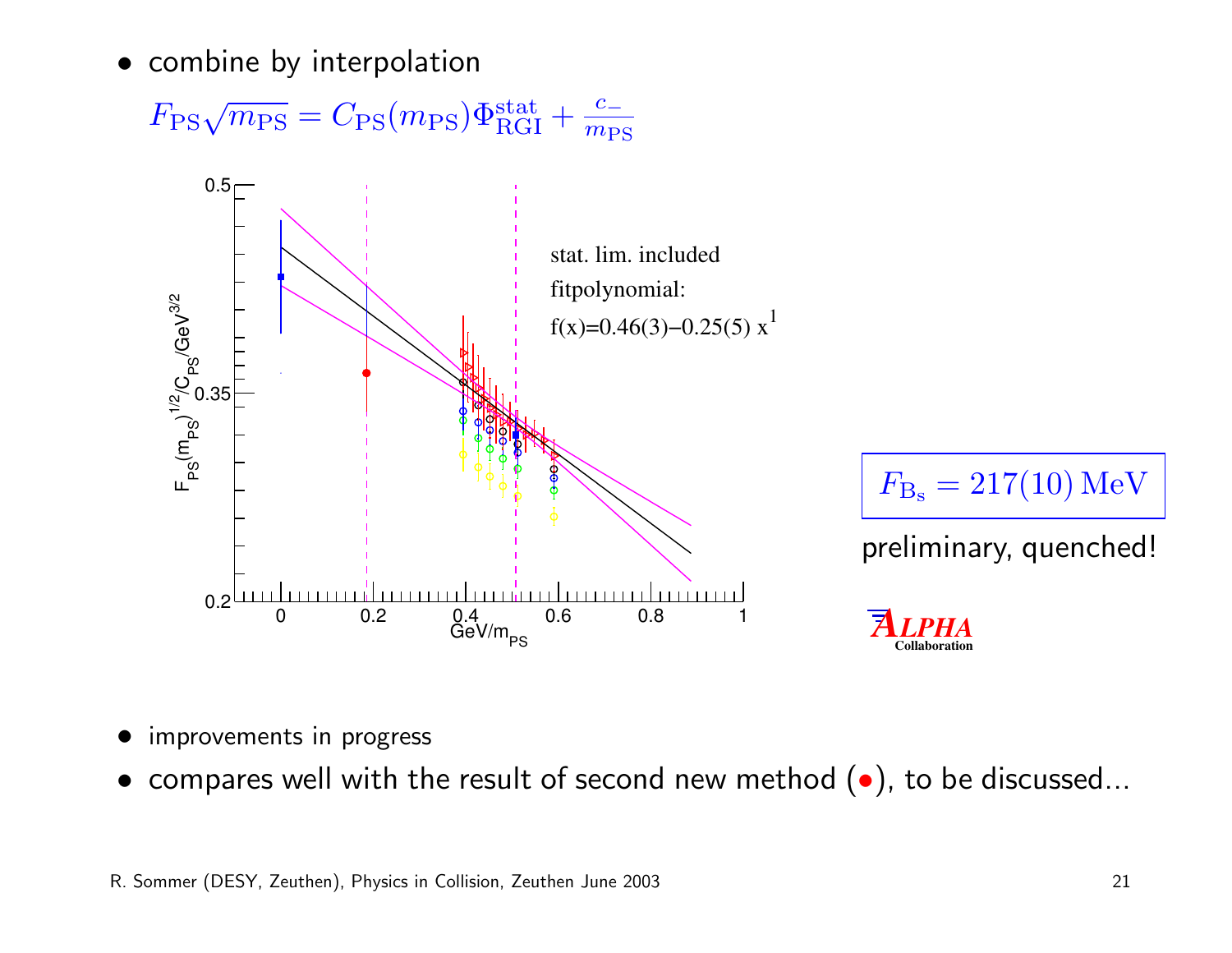- combine by interpolation

  $F_{\rm PS}\sqrt{m_{\rm PS}} = C_{\rm PS}(m_{\rm PS})\Phi^{\rm stat}_{\rm RGI} + \frac{c_-}{m_{\rm PS}}$

stat. lim. included

fitpolynomial:

$f(x)=0.46(3)-0.25(5)\, x^1$

$F_{\rm B_s} = 217(10)\,{\rm MeV}$

preliminary, quenched!

ALPHA Collaboration

- improvements in progress
- compares well with the result of second new method (•), to be discussed...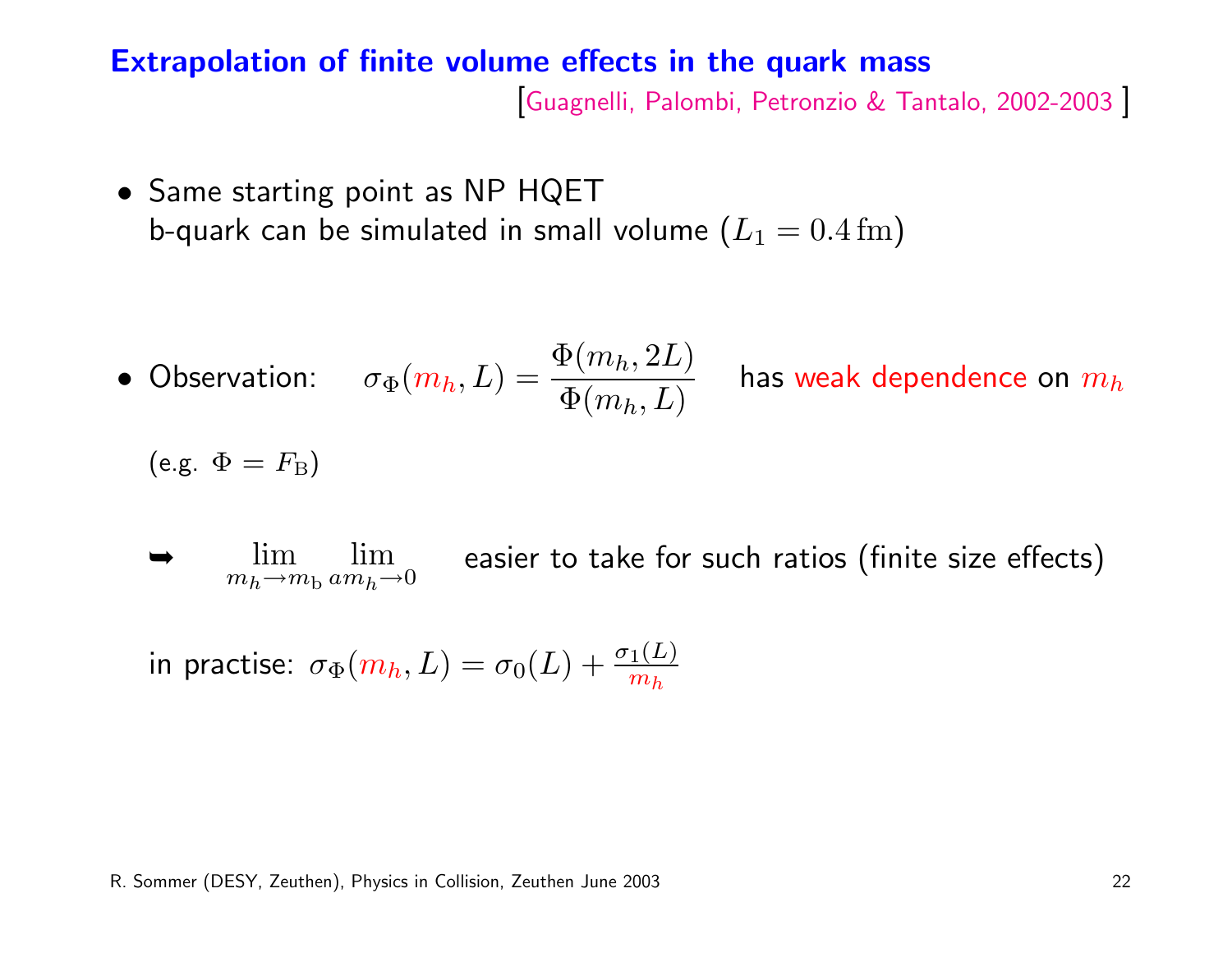## Extraction of finite volume effects in the quark mass

[Guagnelli, Palombi, Petronzio & Tantalo, 2002-2003 ]

- Same starting point as NP HQET
  b-quark can be simulated in small volume ($L_1 = 0.4\,\mathrm{fm}$)

- Observation: $\sigma_\Phi(m_h, L) = \dfrac{\Phi(m_h, 2L)}{\Phi(m_h, L)}$ has weak dependence on $m_h$

  (e.g. $\Phi = F_\mathrm{B}$)

  ➥ $\lim\limits_{m_h \to m_\mathrm{b}} \lim\limits_{a m_h \to 0}$ easier to take for such ratios (finite size effects)

  in practise: $\sigma_\Phi(m_h, L) = \sigma_0(L) + \frac{\sigma_1(L)}{m_h}$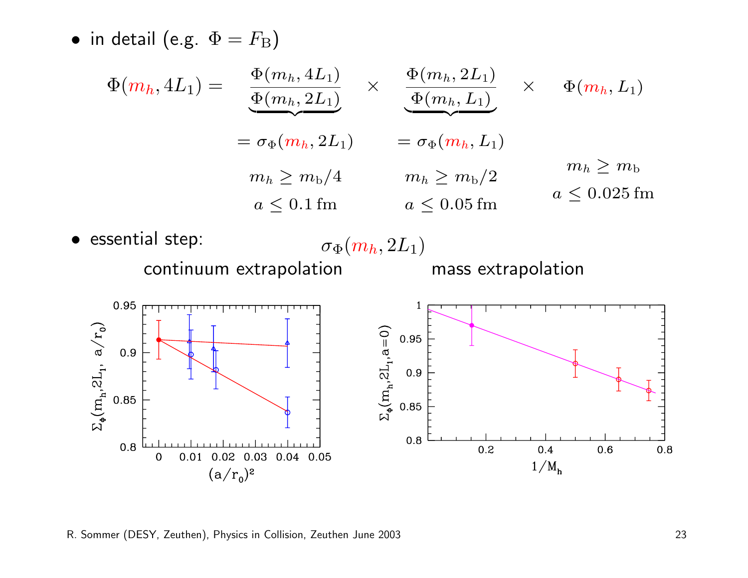- in detail (e.g. $\Phi = F_{\rm B}$)

$$\Phi(m_h, 4L_1) = \underbrace{\frac{\Phi(m_h, 4L_1)}{\Phi(m_h, 2L_1)}}_{= \sigma_\Phi(m_h, 2L_1)} \times \underbrace{\frac{\Phi(m_h, 2L_1)}{\Phi(m_h, L_1)}}_{= \sigma_\Phi(m_h, L_1)} \times \Phi(m_h, L_1)$$

| $\sigma_\Phi(m_h, 2L_1)$ | $\sigma_\Phi(m_h, L_1)$ | $\Phi(m_h, L_1)$ |
|---|---|---|
| $m_h \geq m_{\rm b}/4$ | $m_h \geq m_{\rm b}/2$ | $m_h \geq m_{\rm b}$ |
| $a \leq 0.1\,{\rm fm}$ | $a \leq 0.05\,{\rm fm}$ | $a \leq 0.025\,{\rm fm}$ |

- essential step: $\sigma_\Phi(m_h, 2L_1)$

continuum extrapolation — mass extrapolation

Left plot: $\Sigma_\Phi(m_h, 2L_1, a/r_0)$ vs. $(a/r_0)^2$

Right plot: $\Sigma_\Phi(m_h, 2L_1, a=0)$ vs. $1/M_h$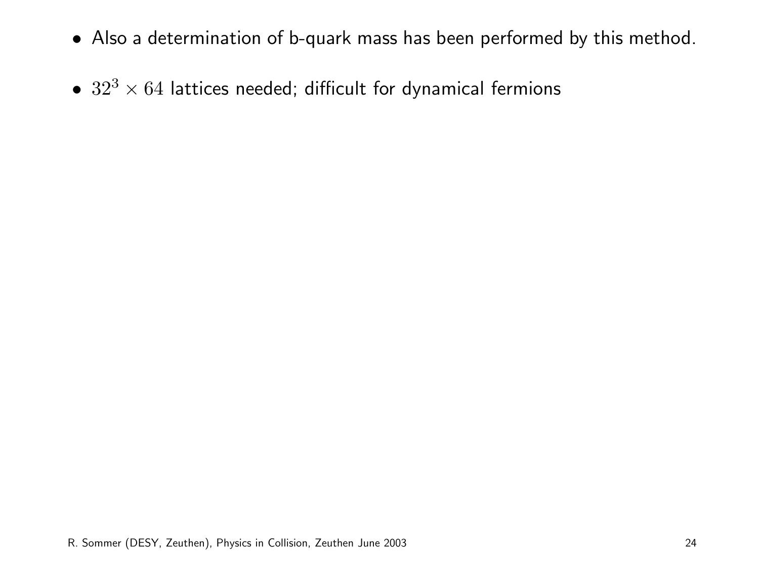- Also a determination of b-quark mass has been performed by this method.

- $32^3 \times 64$ lattices needed; difficult for dynamical fermions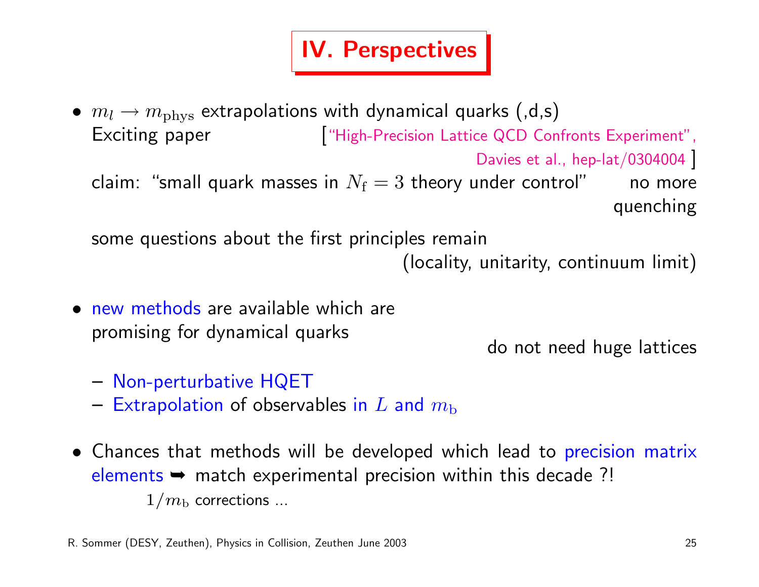# IV. Perspectives

- $m_l \rightarrow m_{\rm phys}$ extrapolations with dynamical quarks (,d,s)
  Exciting paper [“High-Precision Lattice QCD Confronts Experiment”, Davies et al., hep-lat/0304004 ]
  claim: “small quark masses in $N_{\rm f} = 3$ theory under control” no more quenching

  some questions about the first principles remain (locality, unitarity, continuum limit)

- new methods are available which are promising for dynamical quarks

  do not need huge lattices

  - Non-perturbative HQET
  - Extrapolation of observables in $L$ and $m_{\rm b}$

- Chances that methods will be developed which lead to precision matrix elements ➥ match experimental precision within this decade ?!

  $1/m_{\rm b}$ corrections ...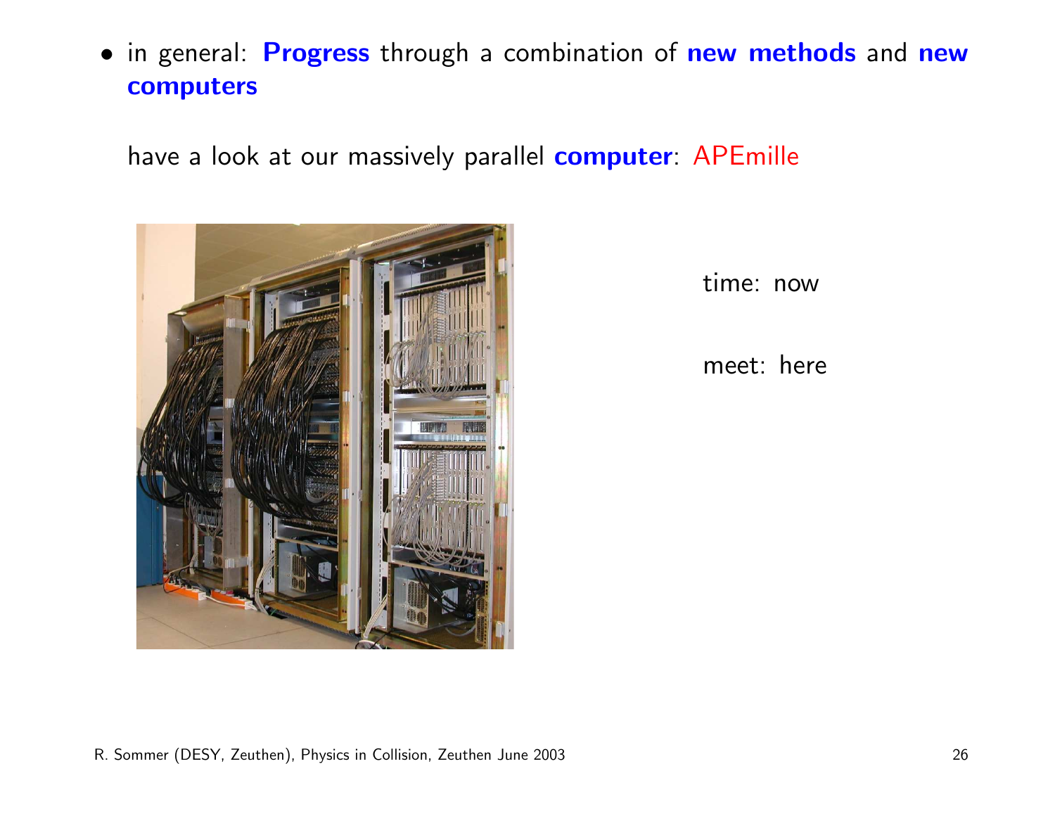- in general: **Progress** through a combination of **new methods** and **new computers**

  have a look at our massively parallel **computer**: APEmille

time: now

meet: here